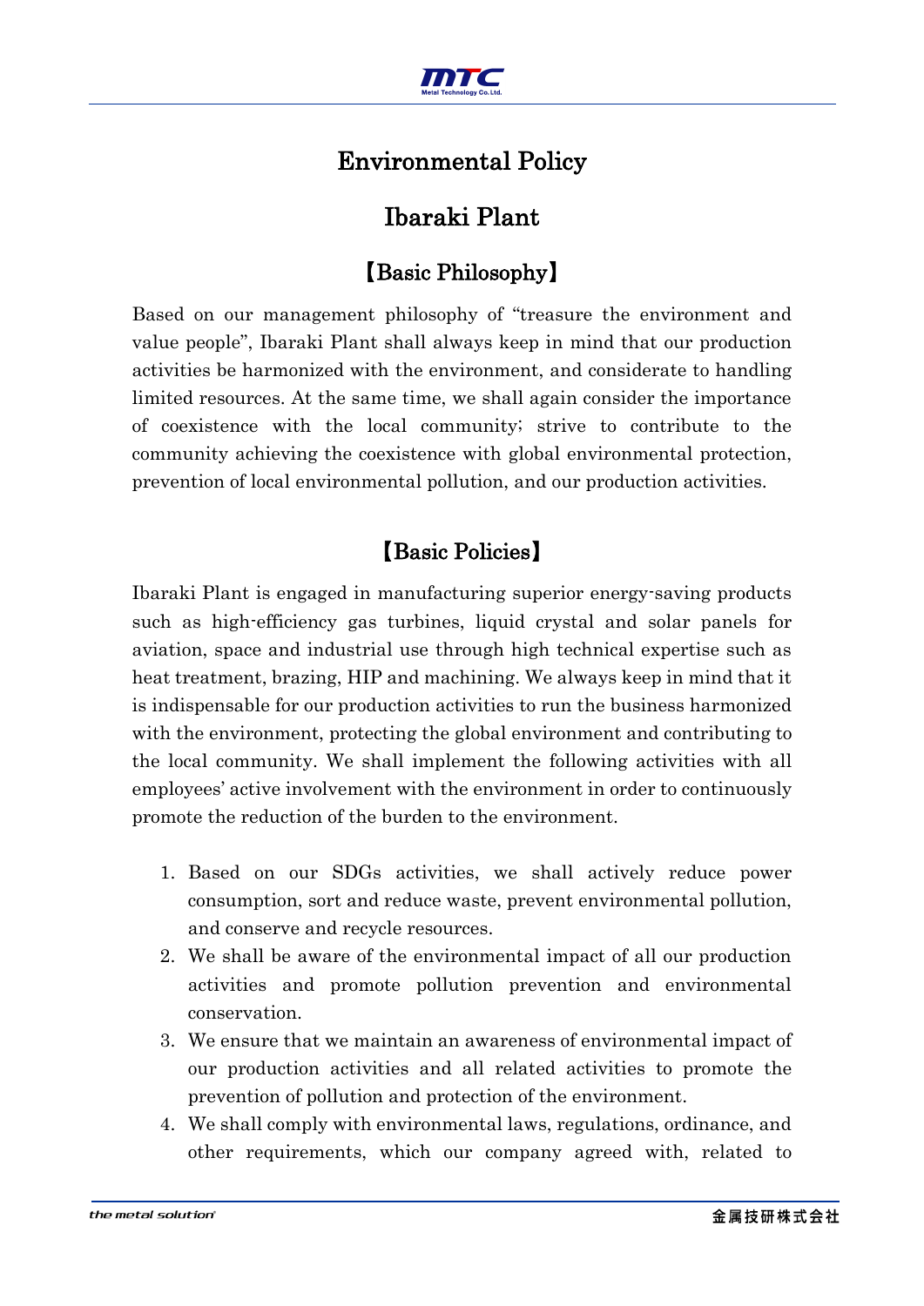# Environmental Policy

# Ibaraki Plant

## 【Basic Philosophy】

Based on our management philosophy of "treasure the environment and value people", Ibaraki Plant shall always keep in mind that our production activities be harmonized with the environment, and considerate to handling limited resources. At the same time, we shall again consider the importance of coexistence with the local community; strive to contribute to the community achieving the coexistence with global environmental protection, prevention of local environmental pollution, and our production activities.

## 【Basic Policies】

Ibaraki Plant is engaged in manufacturing superior energy-saving products such as high-efficiency gas turbines, liquid crystal and solar panels for aviation, space and industrial use through high technical expertise such as heat treatment, brazing, HIP and machining. We always keep in mind that it is indispensable for our production activities to run the business harmonized with the environment, protecting the global environment and contributing to the local community. We shall implement the following activities with all employees' active involvement with the environment in order to continuously promote the reduction of the burden to the environment.

1. Based on our SDGs activities, we shall actively reduce power consumption, sort and reduce waste, prevent environmental pollution, and conserve and recycle resources.
2. We shall be aware of the environmental impact of all our production activities and promote pollution prevention and environmental conservation.
3. We ensure that we maintain an awareness of environmental impact of our production activities and all related activities to promote the prevention of pollution and protection of the environment.
4. We shall comply with environmental laws, regulations, ordinance, and other requirements, which our company agreed with, related to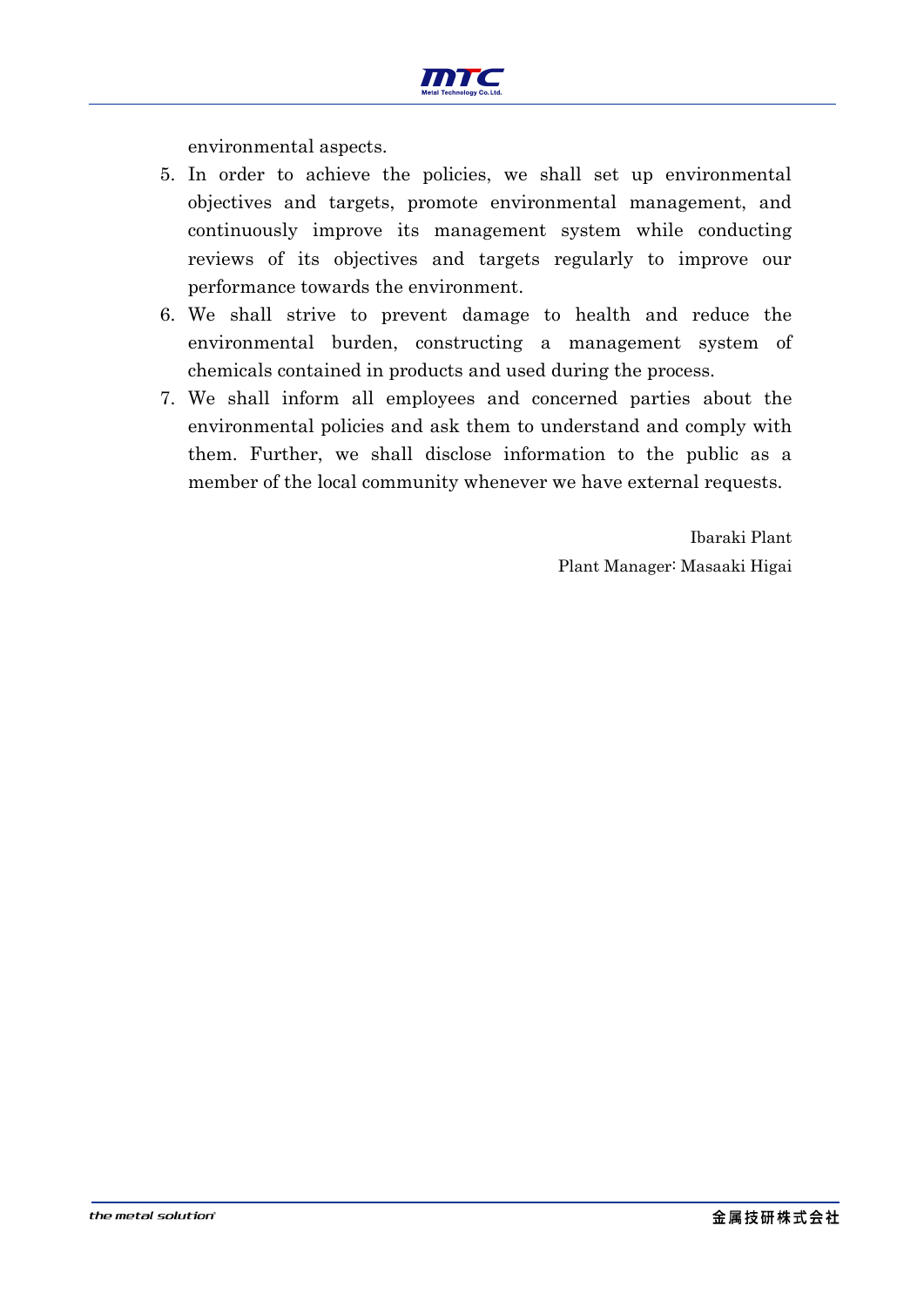environmental aspects.

5. In order to achieve the policies, we shall set up environmental objectives and targets, promote environmental management, and continuously improve its management system while conducting reviews of its objectives and targets regularly to improve our performance towards the environment.
6. We shall strive to prevent damage to health and reduce the environmental burden, constructing a management system of chemicals contained in products and used during the process.
7. We shall inform all employees and concerned parties about the environmental policies and ask them to understand and comply with them. Further, we shall disclose information to the public as a member of the local community whenever we have external requests.

Ibaraki Plant

Plant Manager: Masaaki Higai